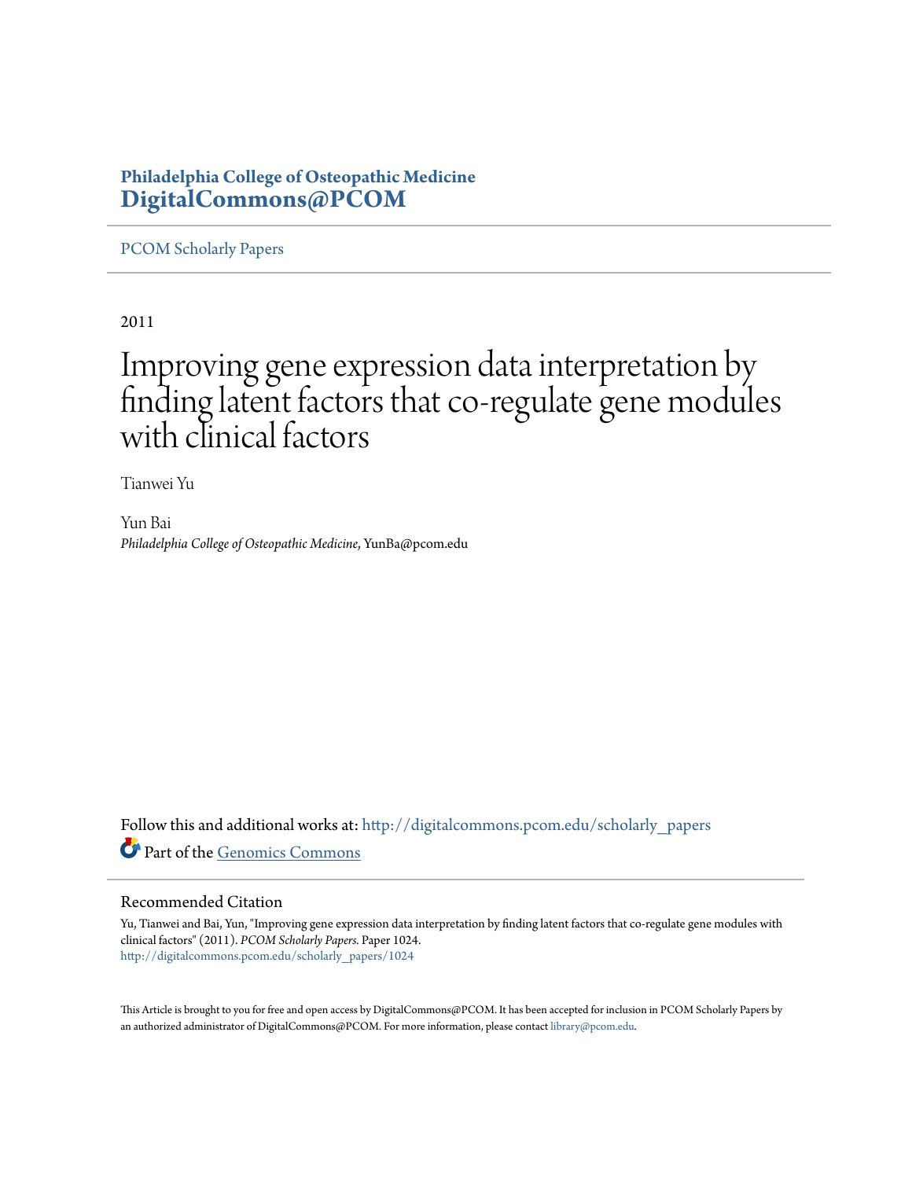**Philadelphia College of Osteopathic Medicine**
**DigitalCommons@PCOM**

PCOM Scholarly Papers

2011

# Improving gene expression data interpretation by finding latent factors that co-regulate gene modules with clinical factors

Tianwei Yu

Yun Bai
*Philadelphia College of Osteopathic Medicine*, YunBa@pcom.edu

Follow this and additional works at: http://digitalcommons.pcom.edu/scholarly_papers

Part of the Genomics Commons

## Recommended Citation

Yu, Tianwei and Bai, Yun, "Improving gene expression data interpretation by finding latent factors that co-regulate gene modules with clinical factors" (2011). *PCOM Scholarly Papers.* Paper 1024.
http://digitalcommons.pcom.edu/scholarly_papers/1024

This Article is brought to you for free and open access by DigitalCommons@PCOM. It has been accepted for inclusion in PCOM Scholarly Papers by an authorized administrator of DigitalCommons@PCOM. For more information, please contact library@pcom.edu.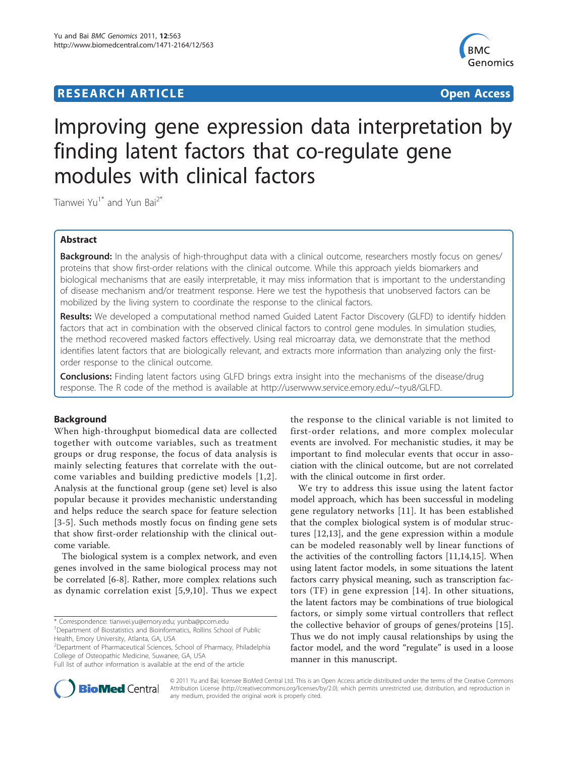# Improving gene expression data interpretation by finding latent factors that co-regulate gene modules with clinical factors

Tianwei Yu[1*] and Yun Bai[2*]

## Abstract

**Background:** In the analysis of high-throughput data with a clinical outcome, researchers mostly focus on genes/proteins that show first-order relations with the clinical outcome. While this approach yields biomarkers and biological mechanisms that are easily interpretable, it may miss information that is important to the understanding of disease mechanism and/or treatment response. Here we test the hypothesis that unobserved factors can be mobilized by the living system to coordinate the response to the clinical factors.

**Results:** We developed a computational method named Guided Latent Factor Discovery (GLFD) to identify hidden factors that act in combination with the observed clinical factors to control gene modules. In simulation studies, the method recovered masked factors effectively. Using real microarray data, we demonstrate that the method identifies latent factors that are biologically relevant, and extracts more information than analyzing only the first-order response to the clinical outcome.

**Conclusions:** Finding latent factors using GLFD brings extra insight into the mechanisms of the disease/drug response. The R code of the method is available at http://userwww.service.emory.edu/~tyu8/GLFD.

## Background

When high-throughput biomedical data are collected together with outcome variables, such as treatment groups or drug response, the focus of data analysis is mainly selecting features that correlate with the outcome variables and building predictive models [1,2]. Analysis at the functional group (gene set) level is also popular because it provides mechanistic understanding and helps reduce the search space for feature selection [3-5]. Such methods mostly focus on finding gene sets that show first-order relationship with the clinical outcome variable.

The biological system is a complex network, and even genes involved in the same biological process may not be correlated [6-8]. Rather, more complex relations such as dynamic correlation exist [5,9,10]. Thus we expect the response to the clinical variable is not limited to first-order relations, and more complex molecular events are involved. For mechanistic studies, it may be important to find molecular events that occur in association with the clinical outcome, but are not correlated with the clinical outcome in first order.

We try to address this issue using the latent factor model approach, which has been successful in modeling gene regulatory networks [11]. It has been established that the complex biological system is of modular structures [12,13], and the gene expression within a module can be modeled reasonably well by linear functions of the activities of the controlling factors [11,14,15]. When using latent factor models, in some situations the latent factors carry physical meaning, such as transcription factors (TF) in gene expression [14]. In other situations, the latent factors may be combinations of true biological factors, or simply some virtual controllers that reflect the collective behavior of groups of genes/proteins [15]. Thus we do not imply causal relationships by using the factor model, and the word "regulate" is used in a loose manner in this manuscript.

\* Correspondence: tianwei.yu@emory.edu; yunba@pcom.edu

[1]Department of Biostatistics and Bioinformatics, Rollins School of Public Health, Emory University, Atlanta, GA, USA

[2]Department of Pharmaceutical Sciences, School of Pharmacy, Philadelphia College of Osteopathic Medicine, Suwanee, GA, USA

Full list of author information is available at the end of the article

© 2011 Yu and Bai; licensee BioMed Central Ltd. This is an Open Access article distributed under the terms of the Creative Commons Attribution License (http://creativecommons.org/licenses/by/2.0), which permits unrestricted use, distribution, and reproduction in any medium, provided the original work is properly cited.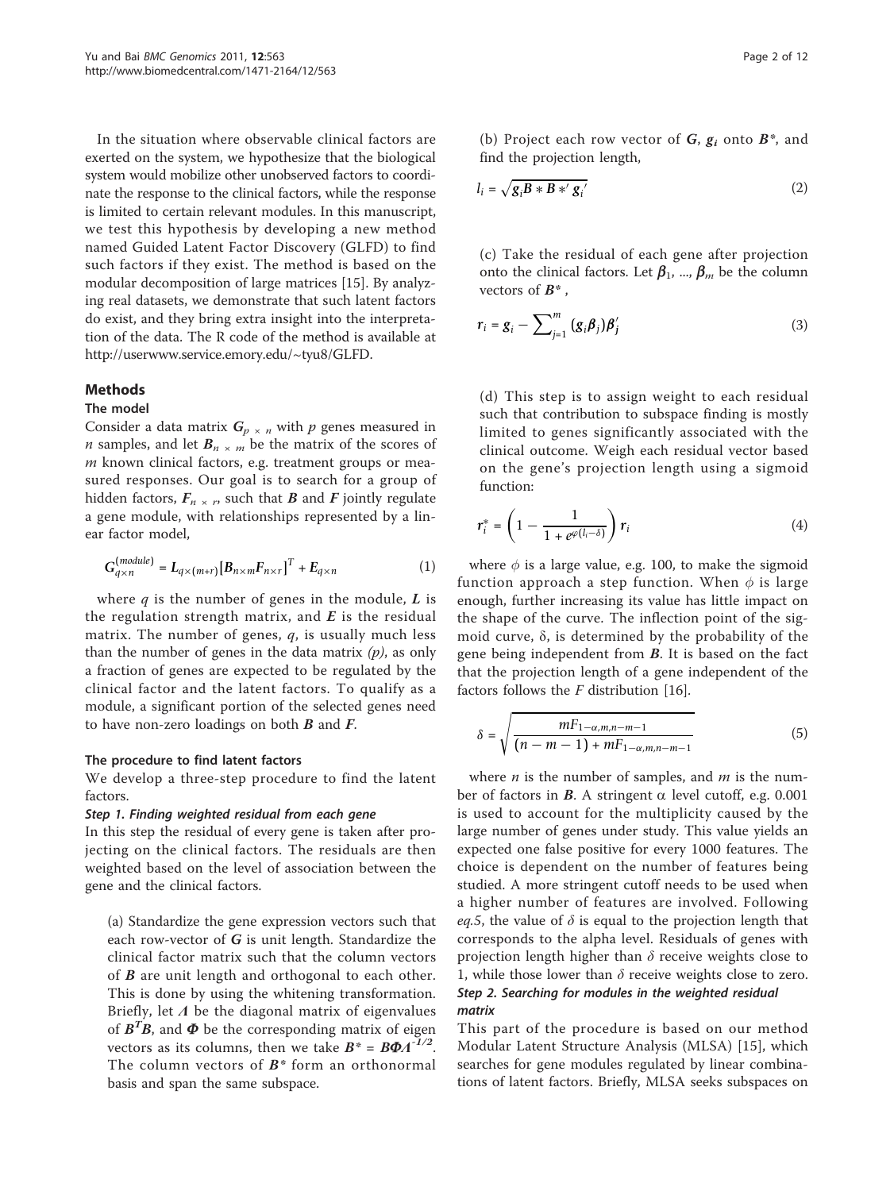In the situation where observable clinical factors are exerted on the system, we hypothesize that the biological system would mobilize other unobserved factors to coordinate the response to the clinical factors, while the response is limited to certain relevant modules. In this manuscript, we test this hypothesis by developing a new method named Guided Latent Factor Discovery (GLFD) to find such factors if they exist. The method is based on the modular decomposition of large matrices [15]. By analyzing real datasets, we demonstrate that such latent factors do exist, and they bring extra insight into the interpretation of the data. The R code of the method is available at http://userwww.service.emory.edu/~tyu8/GLFD.

## Methods

### The model

Consider a data matrix $\boldsymbol{G}_{p \times n}$ with $p$ genes measured in $n$ samples, and let $\boldsymbol{B}_{n \times m}$ be the matrix of the scores of $m$ known clinical factors, e.g. treatment groups or measured responses. Our goal is to search for a group of hidden factors, $\boldsymbol{F}_{n \times r}$, such that $\boldsymbol{B}$ and $\boldsymbol{F}$ jointly regulate a gene module, with relationships represented by a linear factor model,

$$\boldsymbol{G}_{q\times n}^{(module)} = \boldsymbol{L}_{q\times(m+r)}\left[\boldsymbol{B}_{n\times m}\boldsymbol{F}_{n\times r}\right]^T + \boldsymbol{E}_{q\times n} \tag{1}$$

where $q$ is the number of genes in the module, $\boldsymbol{L}$ is the regulation strength matrix, and $\boldsymbol{E}$ is the residual matrix. The number of genes, $q$, is usually much less than the number of genes in the data matrix $(p)$, as only a fraction of genes are expected to be regulated by the clinical factor and the latent factors. To qualify as a module, a significant portion of the selected genes need to have non-zero loadings on both $\boldsymbol{B}$ and $\boldsymbol{F}$.

### The procedure to find latent factors

We develop a three-step procedure to find the latent factors.

#### *Step 1. Finding weighted residual from each gene*

In this step the residual of every gene is taken after projecting on the clinical factors. The residuals are then weighted based on the level of association between the gene and the clinical factors.

(a) Standardize the gene expression vectors such that each row-vector of $\boldsymbol{G}$ is unit length. Standardize the clinical factor matrix such that the column vectors of $\boldsymbol{B}$ are unit length and orthogonal to each other. This is done by using the whitening transformation. Briefly, let $\boldsymbol{\Lambda}$ be the diagonal matrix of eigenvalues of $\boldsymbol{B}^T\boldsymbol{B}$, and $\boldsymbol{\Phi}$ be the corresponding matrix of eigen vectors as its columns, then we take $\boldsymbol{B}^* = \boldsymbol{B}\boldsymbol{\Phi}\boldsymbol{\Lambda}^{-1/2}$. The column vectors of $\boldsymbol{B}^*$ form an orthonormal basis and span the same subspace.

(b) Project each row vector of $\boldsymbol{G}$, $\boldsymbol{g}_i$ onto $\boldsymbol{B}^*$, and find the projection length,

$$l_i = \sqrt{\boldsymbol{g}_i \boldsymbol{B}*\boldsymbol{B}*' \boldsymbol{g}_i'} \tag{2}$$

(c) Take the residual of each gene after projection onto the clinical factors. Let $\boldsymbol{\beta}_1, ..., \boldsymbol{\beta}_m$ be the column vectors of $\boldsymbol{B}^*$ ,

$$\boldsymbol{r}_i = \boldsymbol{g}_i - \sum_{j=1}^{m} (\boldsymbol{g}_i\boldsymbol{\beta}_j)\boldsymbol{\beta}_j' \tag{3}$$

(d) This step is to assign weight to each residual such that contribution to subspace finding is mostly limited to genes significantly associated with the clinical outcome. Weigh each residual vector based on the gene's projection length using a sigmoid function:

$$\boldsymbol{r}_i^* = \left(1 - \frac{1}{1 + e^{\varphi(l_i - \delta)}}\right)\boldsymbol{r}_i \tag{4}$$

where $\phi$ is a large value, e.g. 100, to make the sigmoid function approach a step function. When $\phi$ is large enough, further increasing its value has little impact on the shape of the curve. The inflection point of the sigmoid curve, δ, is determined by the probability of the gene being independent from $\boldsymbol{B}$. It is based on the fact that the projection length of a gene independent of the factors follows the $F$ distribution [16].

$$\delta = \sqrt{\frac{mF_{1-\alpha,m,n-m-1}}{(n-m-1) + mF_{1-\alpha,m,n-m-1}}} \tag{5}$$

where $n$ is the number of samples, and $m$ is the number of factors in $\boldsymbol{B}$. A stringent α level cutoff, e.g. 0.001 is used to account for the multiplicity caused by the large number of genes under study. This value yields an expected one false positive for every 1000 features. The choice is dependent on the number of features being studied. A more stringent cutoff needs to be used when a higher number of features are involved. Following *eq.5*, the value of $\delta$ is equal to the projection length that corresponds to the alpha level. Residuals of genes with projection length higher than $\delta$ receive weights close to 1, while those lower than $\delta$ receive weights close to zero.

#### *Step 2. Searching for modules in the weighted residual matrix*

This part of the procedure is based on our method Modular Latent Structure Analysis (MLSA) [15], which searches for gene modules regulated by linear combinations of latent factors. Briefly, MLSA seeks subspaces on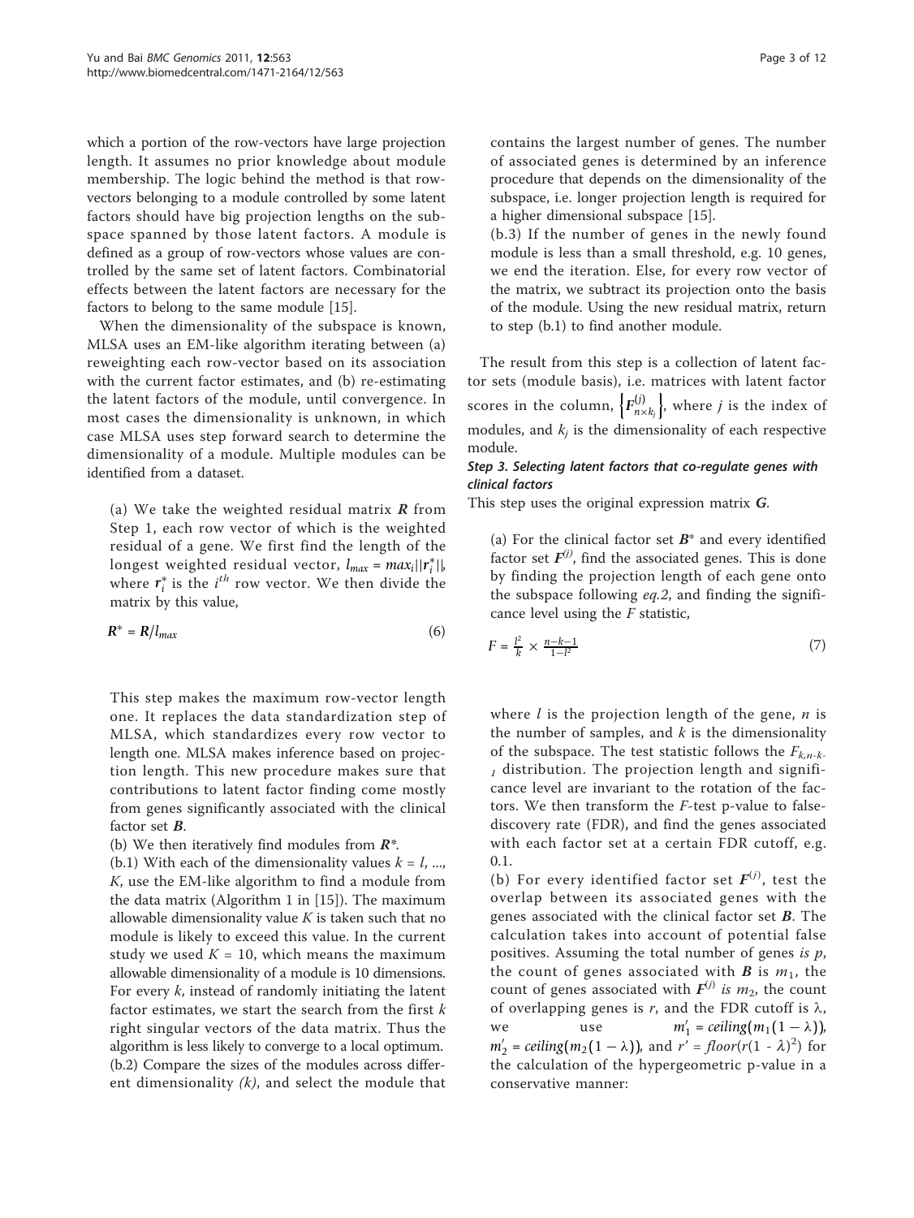which a portion of the row-vectors have large projection length. It assumes no prior knowledge about module membership. The logic behind the method is that row-vectors belonging to a module controlled by some latent factors should have big projection lengths on the subspace spanned by those latent factors. A module is defined as a group of row-vectors whose values are controlled by the same set of latent factors. Combinatorial effects between the latent factors are necessary for the factors to belong to the same module [15].

When the dimensionality of the subspace is known, MLSA uses an EM-like algorithm iterating between (a) reweighting each row-vector based on its association with the current factor estimates, and (b) re-estimating the latent factors of the module, until convergence. In most cases the dimensionality is unknown, in which case MLSA uses step forward search to determine the dimensionality of a module. Multiple modules can be identified from a dataset.

(a) We take the weighted residual matrix $\boldsymbol{R}$ from Step 1, each row vector of which is the weighted residual of a gene. We first find the length of the longest weighted residual vector, $l_{max} = max_i||\boldsymbol{r}_i^*||$, where $\boldsymbol{r}_i^*$ is the $i^{th}$ row vector. We then divide the matrix by this value,

$$\boldsymbol{R}^* = \boldsymbol{R}/l_{max} \tag{6}$$

This step makes the maximum row-vector length one. It replaces the data standardization step of MLSA, which standardizes every row vector to length one. MLSA makes inference based on projection length. This new procedure makes sure that contributions to latent factor finding come mostly from genes significantly associated with the clinical factor set $\boldsymbol{B}$.

(b) We then iteratively find modules from $\boldsymbol{R}^*$.

(b.1) With each of the dimensionality values $k = l, ..., K$, use the EM-like algorithm to find a module from the data matrix (Algorithm 1 in [15]). The maximum allowable dimensionality value $K$ is taken such that no module is likely to exceed this value. In the current study we used $K = 10$, which means the maximum allowable dimensionality of a module is 10 dimensions. For every $k$, instead of randomly initiating the latent factor estimates, we start the search from the first $k$ right singular vectors of the data matrix. Thus the algorithm is less likely to converge to a local optimum.

(b.2) Compare the sizes of the modules across different dimensionality *(k)*, and select the module that contains the largest number of genes. The number of associated genes is determined by an inference procedure that depends on the dimensionality of the subspace, i.e. longer projection length is required for a higher dimensional subspace [15].

(b.3) If the number of genes in the newly found module is less than a small threshold, e.g. 10 genes, we end the iteration. Else, for every row vector of the matrix, we subtract its projection onto the basis of the module. Using the new residual matrix, return to step (b.1) to find another module.

The result from this step is a collection of latent factor sets (module basis), i.e. matrices with latent factor scores in the column, $\left\{\boldsymbol{F}_{n\times k_j}^{(j)}\right\}$, where $j$ is the index of modules, and $k_j$ is the dimensionality of each respective module.

#### *Step 3. Selecting latent factors that co-regulate genes with clinical factors*

This step uses the original expression matrix $\boldsymbol{G}$.

(a) For the clinical factor set $\boldsymbol{B}^*$ and every identified factor set $\boldsymbol{F}^{(j)}$, find the associated genes. This is done by finding the projection length of each gene onto the subspace following *eq.2*, and finding the significance level using the $F$ statistic,

$$F = \frac{l^2}{k} \times \frac{n-k-1}{1-l^2} \tag{7}$$

where $l$ is the projection length of the gene, $n$ is the number of samples, and $k$ is the dimensionality of the subspace. The test statistic follows the $F_{k,n-k-1}$ distribution. The projection length and significance level are invariant to the rotation of the factors. We then transform the $F$-test p-value to false-discovery rate (FDR), and find the genes associated with each factor set at a certain FDR cutoff, e.g. 0.1.

(b) For every identified factor set $\boldsymbol{F}^{(j)}$, test the overlap between its associated genes with the genes associated with the clinical factor set $\boldsymbol{B}$. The calculation takes into account of potential false positives. Assuming the total number of genes *is* $p$, the count of genes associated with $\boldsymbol{B}$ is $m_1$, the count of genes associated with $\boldsymbol{F}^{(j)}$ *is* $m_2$, the count of overlapping genes is $r$, and the FDR cutoff is $\lambda$, we use $m_1' = ceiling(m_1(1-\lambda))$, $m_2' = ceiling(m_2(1-\lambda))$, and $r' = floor(r(1-\lambda)^2)$ for the calculation of the hypergeometric p-value in a conservative manner: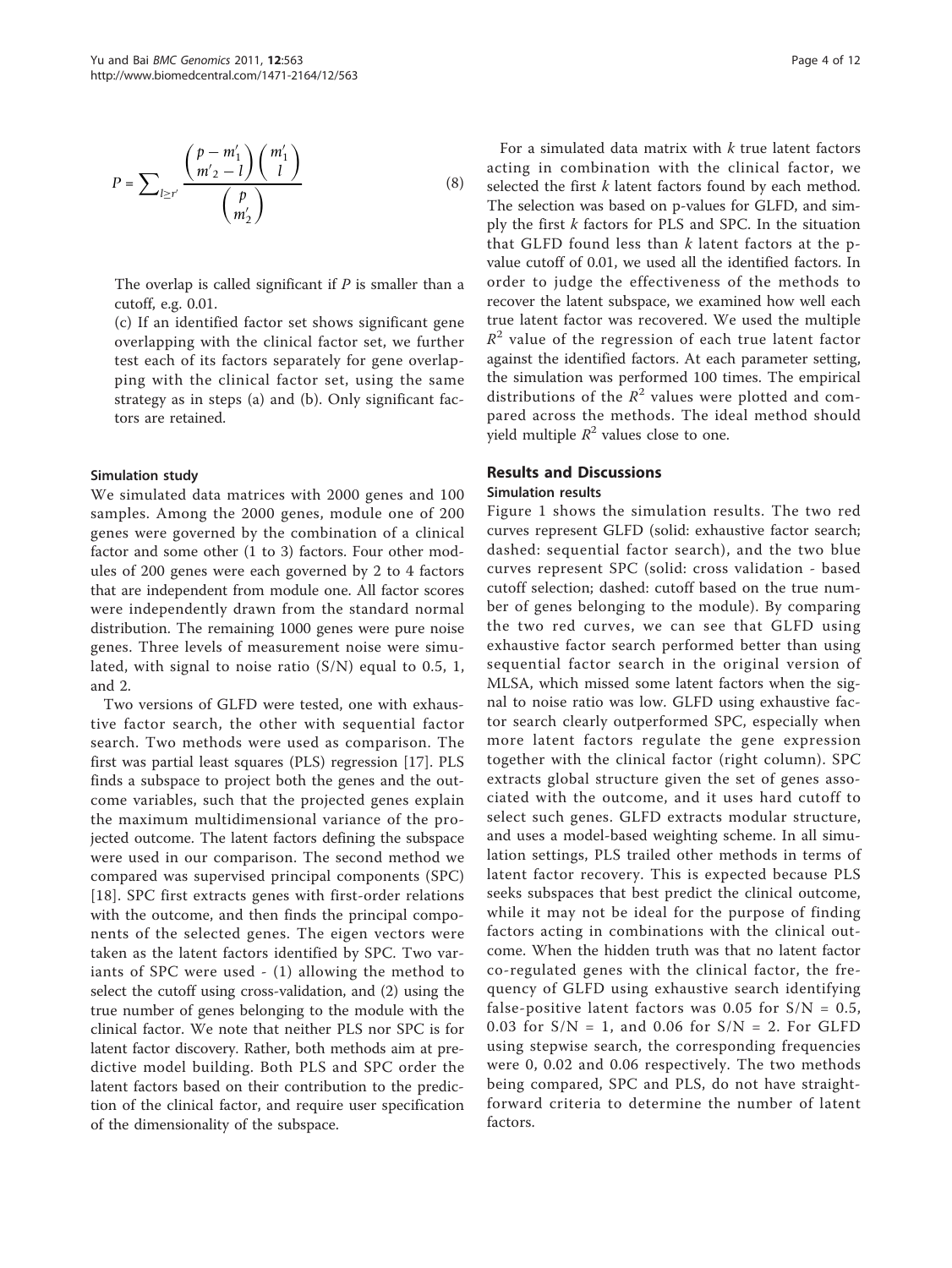$$P = \sum_{l \geq r'} \frac{\binom{p - m'_1}{m'_2 - l} \binom{m'_1}{l}}{\binom{p}{m'_2}} \tag{8}$$

The overlap is called significant if $P$ is smaller than a cutoff, e.g. 0.01.

(c) If an identified factor set shows significant gene overlapping with the clinical factor set, we further test each of its factors separately for gene overlapping with the clinical factor set, using the same strategy as in steps (a) and (b). Only significant factors are retained.

#### Simulation study

We simulated data matrices with 2000 genes and 100 samples. Among the 2000 genes, module one of 200 genes were governed by the combination of a clinical factor and some other (1 to 3) factors. Four other modules of 200 genes were each governed by 2 to 4 factors that are independent from module one. All factor scores were independently drawn from the standard normal distribution. The remaining 1000 genes were pure noise genes. Three levels of measurement noise were simulated, with signal to noise ratio (S/N) equal to 0.5, 1, and 2.

Two versions of GLFD were tested, one with exhaustive factor search, the other with sequential factor search. Two methods were used as comparison. The first was partial least squares (PLS) regression [17]. PLS finds a subspace to project both the genes and the outcome variables, such that the projected genes explain the maximum multidimensional variance of the projected outcome. The latent factors defining the subspace were used in our comparison. The second method we compared was supervised principal components (SPC) [18]. SPC first extracts genes with first-order relations with the outcome, and then finds the principal components of the selected genes. The eigen vectors were taken as the latent factors identified by SPC. Two variants of SPC were used - (1) allowing the method to select the cutoff using cross-validation, and (2) using the true number of genes belonging to the module with the clinical factor. We note that neither PLS nor SPC is for latent factor discovery. Rather, both methods aim at predictive model building. Both PLS and SPC order the latent factors based on their contribution to the prediction of the clinical factor, and require user specification of the dimensionality of the subspace.

For a simulated data matrix with $k$ true latent factors acting in combination with the clinical factor, we selected the first $k$ latent factors found by each method. The selection was based on p-values for GLFD, and simply the first $k$ factors for PLS and SPC. In the situation that GLFD found less than $k$ latent factors at the p-value cutoff of 0.01, we used all the identified factors. In order to judge the effectiveness of the methods to recover the latent subspace, we examined how well each true latent factor was recovered. We used the multiple $R^2$ value of the regression of each true latent factor against the identified factors. At each parameter setting, the simulation was performed 100 times. The empirical distributions of the $R^2$ values were plotted and compared across the methods. The ideal method should yield multiple $R^2$ values close to one.

## Results and Discussions

### Simulation results

Figure 1 shows the simulation results. The two red curves represent GLFD (solid: exhaustive factor search; dashed: sequential factor search), and the two blue curves represent SPC (solid: cross validation - based cutoff selection; dashed: cutoff based on the true number of genes belonging to the module). By comparing the two red curves, we can see that GLFD using exhaustive factor search performed better than using sequential factor search in the original version of MLSA, which missed some latent factors when the signal to noise ratio was low. GLFD using exhaustive factor search clearly outperformed SPC, especially when more latent factors regulate the gene expression together with the clinical factor (right column). SPC extracts global structure given the set of genes associated with the outcome, and it uses hard cutoff to select such genes. GLFD extracts modular structure, and uses a model-based weighting scheme. In all simulation settings, PLS trailed other methods in terms of latent factor recovery. This is expected because PLS seeks subspaces that best predict the clinical outcome, while it may not be ideal for the purpose of finding factors acting in combinations with the clinical outcome. When the hidden truth was that no latent factor co-regulated genes with the clinical factor, the frequency of GLFD using exhaustive search identifying false-positive latent factors was 0.05 for S/N = 0.5, 0.03 for S/N = 1, and 0.06 for S/N = 2. For GLFD using stepwise search, the corresponding frequencies were 0, 0.02 and 0.06 respectively. The two methods being compared, SPC and PLS, do not have straightforward criteria to determine the number of latent factors.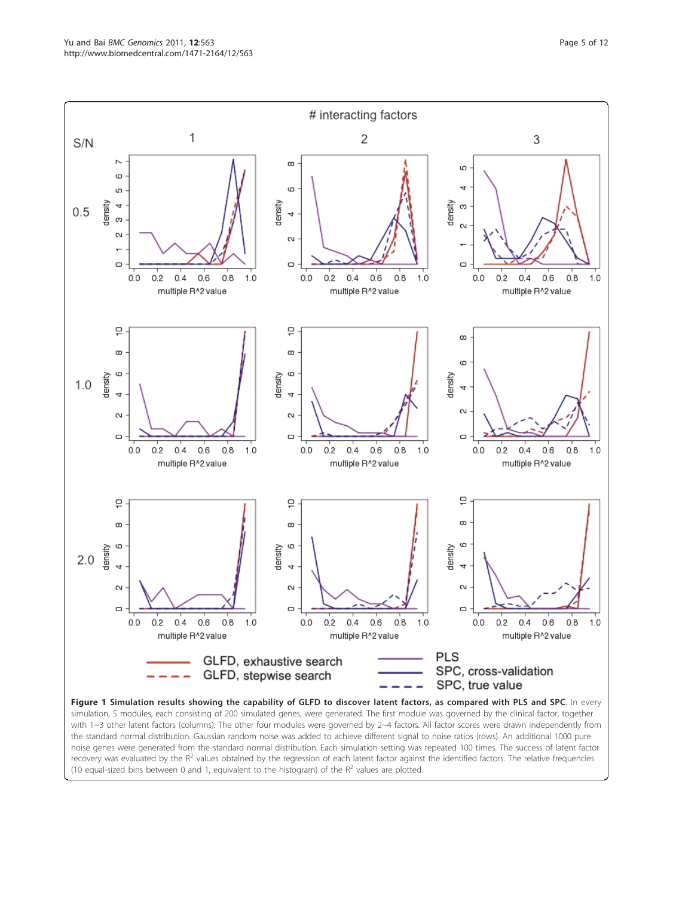**Figure 1 Simulation results showing the capability of GLFD to discover latent factors, as compared with PLS and SPC.** In every simulation, 5 modules, each consisting of 200 simulated genes, were generated. The first module was governed by the clinical factor, together with 1~3 other latent factors (columns). The other four modules were governed by 2~4 factors. All factor scores were drawn independently from the standard normal distribution. Gaussian random noise was added to achieve different signal to noise ratios (rows). An additional 1000 pure noise genes were generated from the standard normal distribution. Each simulation setting was repeated 100 times. The success of latent factor recovery was evaluated by the $R^2$ values obtained by the regression of each latent factor against the identified factors. The relative frequencies (10 equal-sized bins between 0 and 1, equivalent to the histogram) of the $R^2$ values are plotted.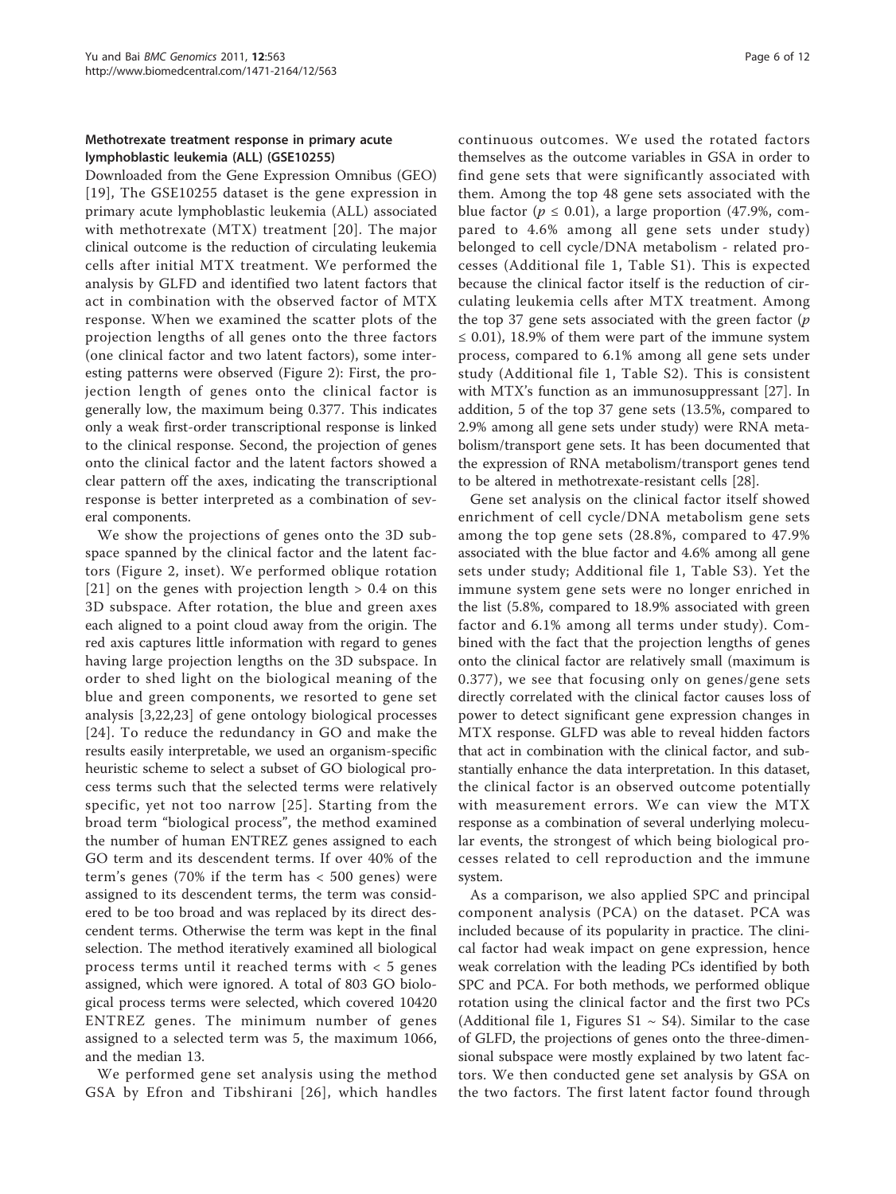### Methotrexate treatment response in primary acute lymphoblastic leukemia (ALL) (GSE10255)

Downloaded from the Gene Expression Omnibus (GEO) [19], The GSE10255 dataset is the gene expression in primary acute lymphoblastic leukemia (ALL) associated with methotrexate (MTX) treatment [20]. The major clinical outcome is the reduction of circulating leukemia cells after initial MTX treatment. We performed the analysis by GLFD and identified two latent factors that act in combination with the observed factor of MTX response. When we examined the scatter plots of the projection lengths of all genes onto the three factors (one clinical factor and two latent factors), some interesting patterns were observed (Figure 2): First, the projection length of genes onto the clinical factor is generally low, the maximum being 0.377. This indicates only a weak first-order transcriptional response is linked to the clinical response. Second, the projection of genes onto the clinical factor and the latent factors showed a clear pattern off the axes, indicating the transcriptional response is better interpreted as a combination of several components.

We show the projections of genes onto the 3D subspace spanned by the clinical factor and the latent factors (Figure 2, inset). We performed oblique rotation [21] on the genes with projection length > 0.4 on this 3D subspace. After rotation, the blue and green axes each aligned to a point cloud away from the origin. The red axis captures little information with regard to genes having large projection lengths on the 3D subspace. In order to shed light on the biological meaning of the blue and green components, we resorted to gene set analysis [3,22,23] of gene ontology biological processes [24]. To reduce the redundancy in GO and make the results easily interpretable, we used an organism-specific heuristic scheme to select a subset of GO biological process terms such that the selected terms were relatively specific, yet not too narrow [25]. Starting from the broad term "biological process", the method examined the number of human ENTREZ genes assigned to each GO term and its descendent terms. If over 40% of the term's genes (70% if the term has < 500 genes) were assigned to its descendent terms, the term was considered to be too broad and was replaced by its direct descendent terms. Otherwise the term was kept in the final selection. The method iteratively examined all biological process terms until it reached terms with < 5 genes assigned, which were ignored. A total of 803 GO biological process terms were selected, which covered 10420 ENTREZ genes. The minimum number of genes assigned to a selected term was 5, the maximum 1066, and the median 13.

We performed gene set analysis using the method GSA by Efron and Tibshirani [26], which handles continuous outcomes. We used the rotated factors themselves as the outcome variables in GSA in order to find gene sets that were significantly associated with them. Among the top 48 gene sets associated with the blue factor ($p \leq 0.01$), a large proportion (47.9%, compared to 4.6% among all gene sets under study) belonged to cell cycle/DNA metabolism - related processes (Additional file 1, Table S1). This is expected because the clinical factor itself is the reduction of circulating leukemia cells after MTX treatment. Among the top 37 gene sets associated with the green factor ($p \leq 0.01$), 18.9% of them were part of the immune system process, compared to 6.1% among all gene sets under study (Additional file 1, Table S2). This is consistent with MTX's function as an immunosuppressant [27]. In addition, 5 of the top 37 gene sets (13.5%, compared to 2.9% among all gene sets under study) were RNA metabolism/transport gene sets. It has been documented that the expression of RNA metabolism/transport genes tend to be altered in methotrexate-resistant cells [28].

Gene set analysis on the clinical factor itself showed enrichment of cell cycle/DNA metabolism gene sets among the top gene sets (28.8%, compared to 47.9% associated with the blue factor and 4.6% among all gene sets under study; Additional file 1, Table S3). Yet the immune system gene sets were no longer enriched in the list (5.8%, compared to 18.9% associated with green factor and 6.1% among all terms under study). Combined with the fact that the projection lengths of genes onto the clinical factor are relatively small (maximum is 0.377), we see that focusing only on genes/gene sets directly correlated with the clinical factor causes loss of power to detect significant gene expression changes in MTX response. GLFD was able to reveal hidden factors that act in combination with the clinical factor, and substantially enhance the data interpretation. In this dataset, the clinical factor is an observed outcome potentially with measurement errors. We can view the MTX response as a combination of several underlying molecular events, the strongest of which being biological processes related to cell reproduction and the immune system.

As a comparison, we also applied SPC and principal component analysis (PCA) on the dataset. PCA was included because of its popularity in practice. The clinical factor had weak impact on gene expression, hence weak correlation with the leading PCs identified by both SPC and PCA. For both methods, we performed oblique rotation using the clinical factor and the first two PCs (Additional file 1, Figures S1 ~ S4). Similar to the case of GLFD, the projections of genes onto the three-dimensional subspace were mostly explained by two latent factors. We then conducted gene set analysis by GSA on the two factors. The first latent factor found through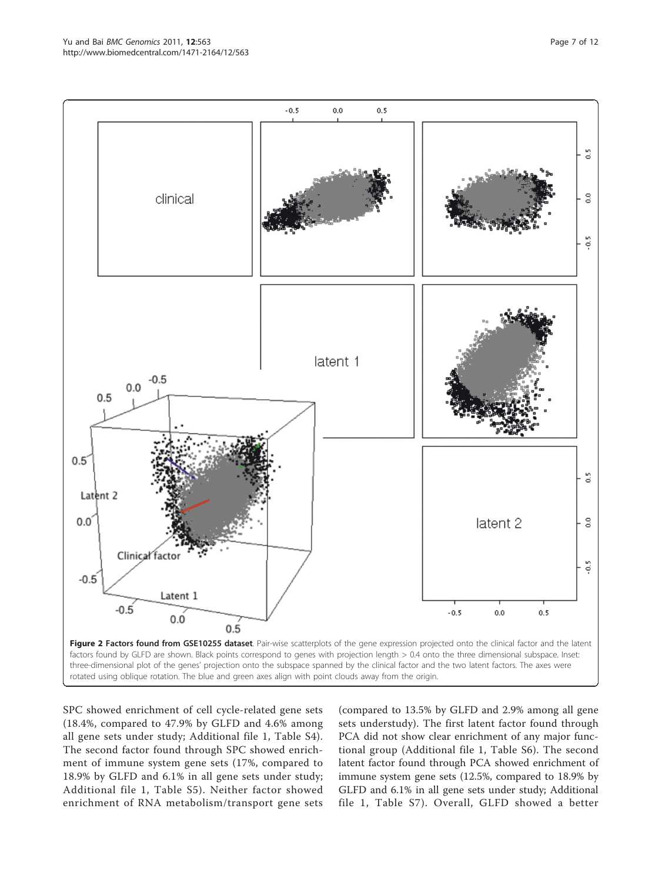**Figure 2 Factors found from GSE10255 dataset**. Pair-wise scatterplots of the gene expression projected onto the clinical factor and the latent factors found by GLFD are shown. Black points correspond to genes with projection length > 0.4 onto the three dimensional subspace. Inset: three-dimensional plot of the genes' projection onto the subspace spanned by the clinical factor and the two latent factors. The axes were rotated using oblique rotation. The blue and green axes align with point clouds away from the origin.

SPC showed enrichment of cell cycle-related gene sets (18.4%, compared to 47.9% by GLFD and 4.6% among all gene sets under study; Additional file 1, Table S4). The second factor found through SPC showed enrichment of immune system gene sets (17%, compared to 18.9% by GLFD and 6.1% in all gene sets under study; Additional file 1, Table S5). Neither factor showed enrichment of RNA metabolism/transport gene sets (compared to 13.5% by GLFD and 2.9% among all gene sets understudy). The first latent factor found through PCA did not show clear enrichment of any major functional group (Additional file 1, Table S6). The second latent factor found through PCA showed enrichment of immune system gene sets (12.5%, compared to 18.9% by GLFD and 6.1% in all gene sets under study; Additional file 1, Table S7). Overall, GLFD showed a better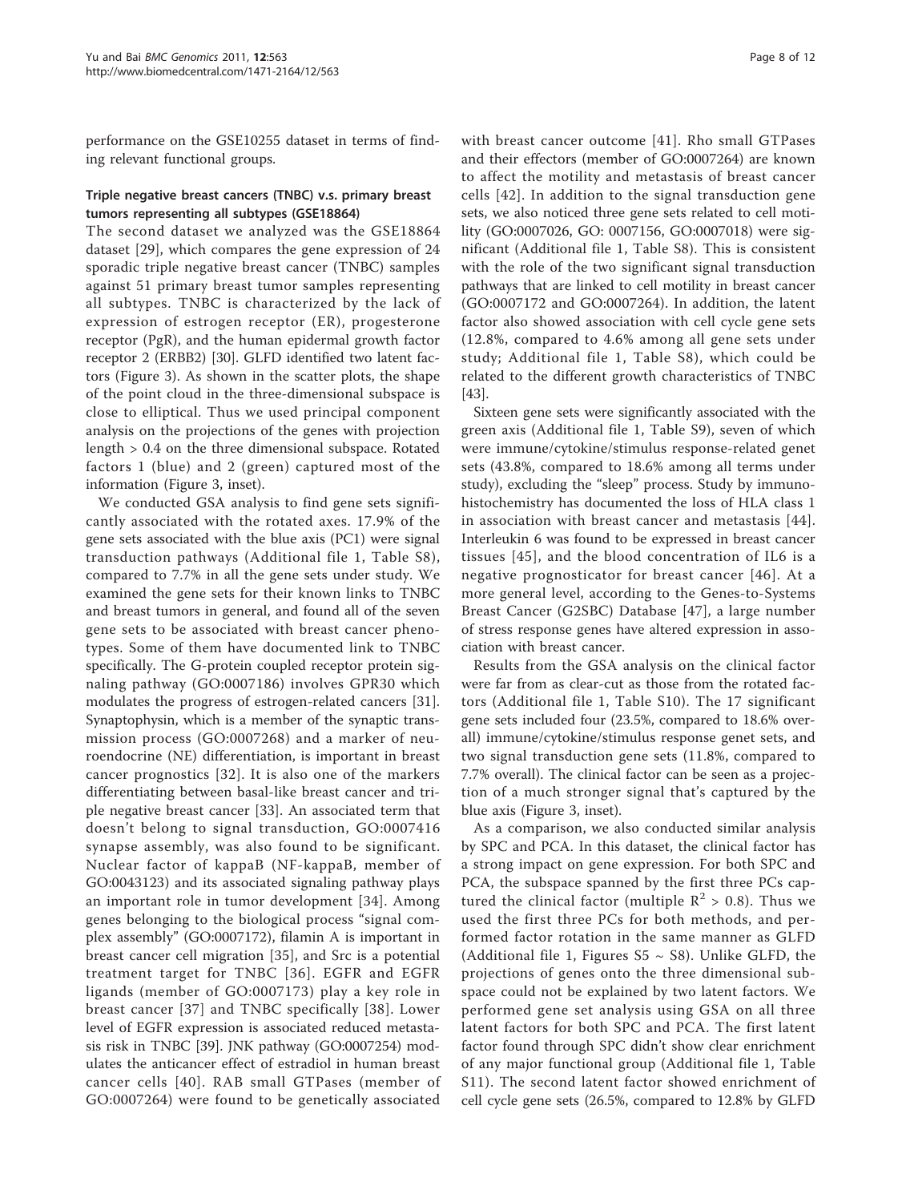performance on the GSE10255 dataset in terms of finding relevant functional groups.

### Triple negative breast cancers (TNBC) v.s. primary breast tumors representing all subtypes (GSE18864)

The second dataset we analyzed was the GSE18864 dataset [29], which compares the gene expression of 24 sporadic triple negative breast cancer (TNBC) samples against 51 primary breast tumor samples representing all subtypes. TNBC is characterized by the lack of expression of estrogen receptor (ER), progesterone receptor (PgR), and the human epidermal growth factor receptor 2 (ERBB2) [30]. GLFD identified two latent factors (Figure 3). As shown in the scatter plots, the shape of the point cloud in the three-dimensional subspace is close to elliptical. Thus we used principal component analysis on the projections of the genes with projection length > 0.4 on the three dimensional subspace. Rotated factors 1 (blue) and 2 (green) captured most of the information (Figure 3, inset).

We conducted GSA analysis to find gene sets significantly associated with the rotated axes. 17.9% of the gene sets associated with the blue axis (PC1) were signal transduction pathways (Additional file 1, Table S8), compared to 7.7% in all the gene sets under study. We examined the gene sets for their known links to TNBC and breast tumors in general, and found all of the seven gene sets to be associated with breast cancer phenotypes. Some of them have documented link to TNBC specifically. The G-protein coupled receptor protein signaling pathway (GO:0007186) involves GPR30 which modulates the progress of estrogen-related cancers [31]. Synaptophysin, which is a member of the synaptic transmission process (GO:0007268) and a marker of neuroendocrine (NE) differentiation, is important in breast cancer prognostics [32]. It is also one of the markers differentiating between basal-like breast cancer and triple negative breast cancer [33]. An associated term that doesn't belong to signal transduction, GO:0007416 synapse assembly, was also found to be significant. Nuclear factor of kappaB (NF-kappaB, member of GO:0043123) and its associated signaling pathway plays an important role in tumor development [34]. Among genes belonging to the biological process "signal complex assembly" (GO:0007172), filamin A is important in breast cancer cell migration [35], and Src is a potential treatment target for TNBC [36]. EGFR and EGFR ligands (member of GO:0007173) play a key role in breast cancer [37] and TNBC specifically [38]. Lower level of EGFR expression is associated reduced metastasis risk in TNBC [39]. JNK pathway (GO:0007254) modulates the anticancer effect of estradiol in human breast cancer cells [40]. RAB small GTPases (member of GO:0007264) were found to be genetically associated with breast cancer outcome [41]. Rho small GTPases and their effectors (member of GO:0007264) are known to affect the motility and metastasis of breast cancer cells [42]. In addition to the signal transduction gene sets, we also noticed three gene sets related to cell motility (GO:0007026, GO: 0007156, GO:0007018) were significant (Additional file 1, Table S8). This is consistent with the role of the two significant signal transduction pathways that are linked to cell motility in breast cancer (GO:0007172 and GO:0007264). In addition, the latent factor also showed association with cell cycle gene sets (12.8%, compared to 4.6% among all gene sets under study; Additional file 1, Table S8), which could be related to the different growth characteristics of TNBC [43].

Sixteen gene sets were significantly associated with the green axis (Additional file 1, Table S9), seven of which were immune/cytokine/stimulus response-related genet sets (43.8%, compared to 18.6% among all terms under study), excluding the "sleep" process. Study by immunohistochemistry has documented the loss of HLA class 1 in association with breast cancer and metastasis [44]. Interleukin 6 was found to be expressed in breast cancer tissues [45], and the blood concentration of IL6 is a negative prognosticator for breast cancer [46]. At a more general level, according to the Genes-to-Systems Breast Cancer (G2SBC) Database [47], a large number of stress response genes have altered expression in association with breast cancer.

Results from the GSA analysis on the clinical factor were far from as clear-cut as those from the rotated factors (Additional file 1, Table S10). The 17 significant gene sets included four (23.5%, compared to 18.6% overall) immune/cytokine/stimulus response genet sets, and two signal transduction gene sets (11.8%, compared to 7.7% overall). The clinical factor can be seen as a projection of a much stronger signal that's captured by the blue axis (Figure 3, inset).

As a comparison, we also conducted similar analysis by SPC and PCA. In this dataset, the clinical factor has a strong impact on gene expression. For both SPC and PCA, the subspace spanned by the first three PCs captured the clinical factor (multiple $R^2 > 0.8$). Thus we used the first three PCs for both methods, and performed factor rotation in the same manner as GLFD (Additional file 1, Figures S5 ~ S8). Unlike GLFD, the projections of genes onto the three dimensional subspace could not be explained by two latent factors. We performed gene set analysis using GSA on all three latent factors for both SPC and PCA. The first latent factor found through SPC didn't show clear enrichment of any major functional group (Additional file 1, Table S11). The second latent factor showed enrichment of cell cycle gene sets (26.5%, compared to 12.8% by GLFD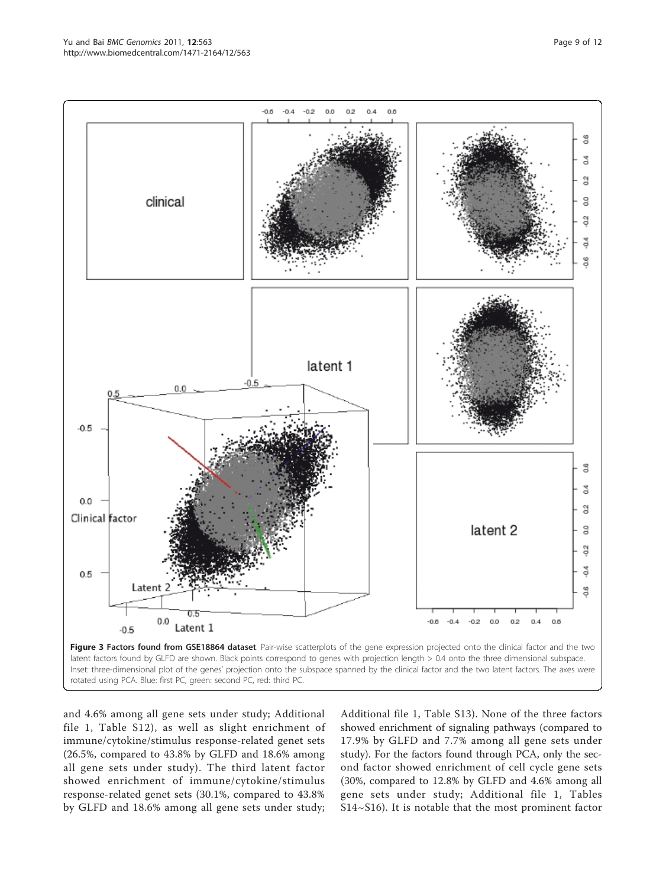**Figure 3 Factors found from GSE18864 dataset**. Pair-wise scatterplots of the gene expression projected onto the clinical factor and the two latent factors found by GLFD are shown. Black points correspond to genes with projection length > 0.4 onto the three dimensional subspace. Inset: three-dimensional plot of the genes' projection onto the subspace spanned by the clinical factor and the two latent factors. The axes were rotated using PCA. Blue: first PC, green: second PC, red: third PC.

and 4.6% among all gene sets under study; Additional file 1, Table S12), as well as slight enrichment of immune/cytokine/stimulus response-related genet sets (26.5%, compared to 43.8% by GLFD and 18.6% among all gene sets under study). The third latent factor showed enrichment of immune/cytokine/stimulus response-related genet sets (30.1%, compared to 43.8% by GLFD and 18.6% among all gene sets under study; Additional file 1, Table S13). None of the three factors showed enrichment of signaling pathways (compared to 17.9% by GLFD and 7.7% among all gene sets under study). For the factors found through PCA, only the second factor showed enrichment of cell cycle gene sets (30%, compared to 12.8% by GLFD and 4.6% among all gene sets under study; Additional file 1, Tables S14~S16). It is notable that the most prominent factor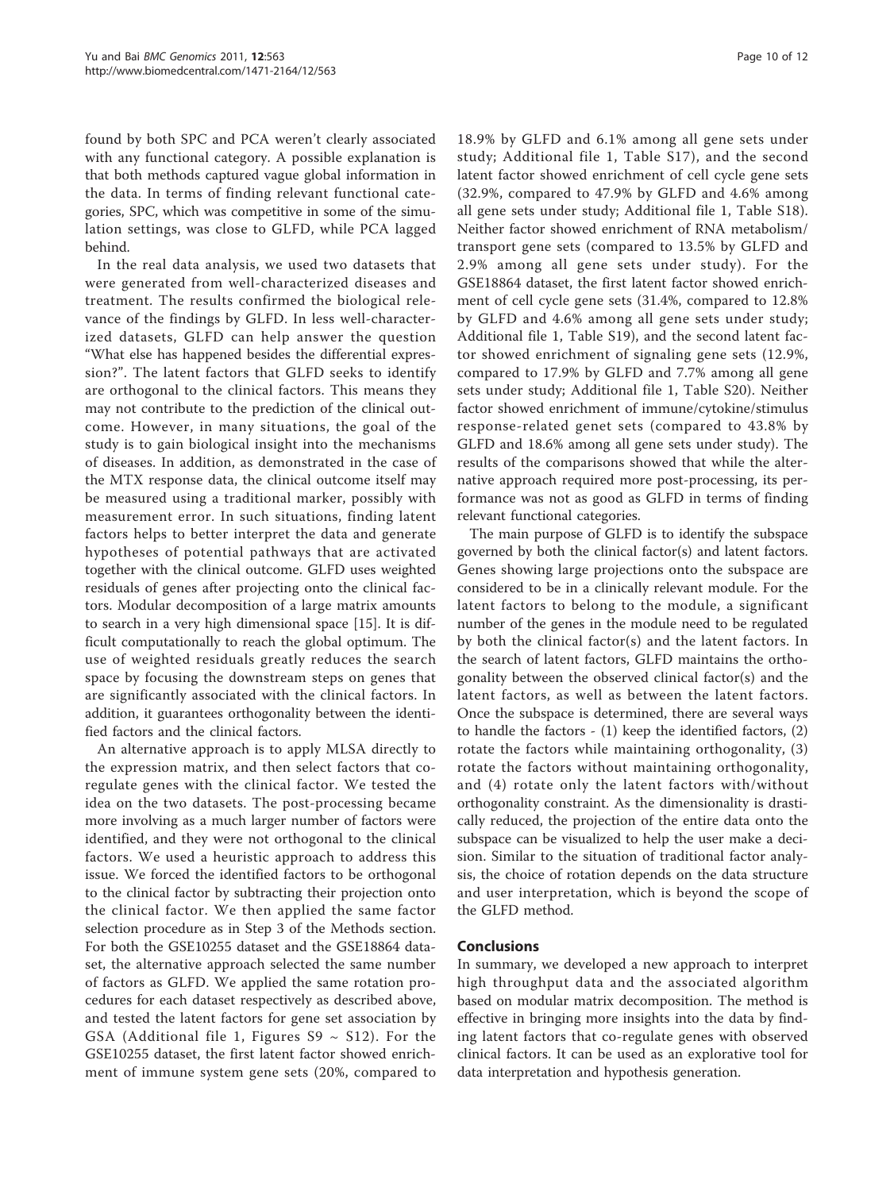found by both SPC and PCA weren't clearly associated with any functional category. A possible explanation is that both methods captured vague global information in the data. In terms of finding relevant functional categories, SPC, which was competitive in some of the simulation settings, was close to GLFD, while PCA lagged behind.

In the real data analysis, we used two datasets that were generated from well-characterized diseases and treatment. The results confirmed the biological relevance of the findings by GLFD. In less well-characterized datasets, GLFD can help answer the question "What else has happened besides the differential expression?". The latent factors that GLFD seeks to identify are orthogonal to the clinical factors. This means they may not contribute to the prediction of the clinical outcome. However, in many situations, the goal of the study is to gain biological insight into the mechanisms of diseases. In addition, as demonstrated in the case of the MTX response data, the clinical outcome itself may be measured using a traditional marker, possibly with measurement error. In such situations, finding latent factors helps to better interpret the data and generate hypotheses of potential pathways that are activated together with the clinical outcome. GLFD uses weighted residuals of genes after projecting onto the clinical factors. Modular decomposition of a large matrix amounts to search in a very high dimensional space [15]. It is difficult computationally to reach the global optimum. The use of weighted residuals greatly reduces the search space by focusing the downstream steps on genes that are significantly associated with the clinical factors. In addition, it guarantees orthogonality between the identified factors and the clinical factors.

An alternative approach is to apply MLSA directly to the expression matrix, and then select factors that co-regulate genes with the clinical factor. We tested the idea on the two datasets. The post-processing became more involving as a much larger number of factors were identified, and they were not orthogonal to the clinical factors. We used a heuristic approach to address this issue. We forced the identified factors to be orthogonal to the clinical factor by subtracting their projection onto the clinical factor. We then applied the same factor selection procedure as in Step 3 of the Methods section. For both the GSE10255 dataset and the GSE18864 dataset, the alternative approach selected the same number of factors as GLFD. We applied the same rotation procedures for each dataset respectively as described above, and tested the latent factors for gene set association by GSA (Additional file 1, Figures S9 ~ S12). For the GSE10255 dataset, the first latent factor showed enrichment of immune system gene sets (20%, compared to 18.9% by GLFD and 6.1% among all gene sets under study; Additional file 1, Table S17), and the second latent factor showed enrichment of cell cycle gene sets (32.9%, compared to 47.9% by GLFD and 4.6% among all gene sets under study; Additional file 1, Table S18). Neither factor showed enrichment of RNA metabolism/transport gene sets (compared to 13.5% by GLFD and 2.9% among all gene sets under study). For the GSE18864 dataset, the first latent factor showed enrichment of cell cycle gene sets (31.4%, compared to 12.8% by GLFD and 4.6% among all gene sets under study; Additional file 1, Table S19), and the second latent factor showed enrichment of signaling gene sets (12.9%, compared to 17.9% by GLFD and 7.7% among all gene sets under study; Additional file 1, Table S20). Neither factor showed enrichment of immune/cytokine/stimulus response-related genet sets (compared to 43.8% by GLFD and 18.6% among all gene sets under study). The results of the comparisons showed that while the alternative approach required more post-processing, its performance was not as good as GLFD in terms of finding relevant functional categories.

The main purpose of GLFD is to identify the subspace governed by both the clinical factor(s) and latent factors. Genes showing large projections onto the subspace are considered to be in a clinically relevant module. For the latent factors to belong to the module, a significant number of the genes in the module need to be regulated by both the clinical factor(s) and the latent factors. In the search of latent factors, GLFD maintains the orthogonality between the observed clinical factor(s) and the latent factors, as well as between the latent factors. Once the subspace is determined, there are several ways to handle the factors - (1) keep the identified factors, (2) rotate the factors while maintaining orthogonality, (3) rotate the factors without maintaining orthogonality, and (4) rotate only the latent factors with/without orthogonality constraint. As the dimensionality is drastically reduced, the projection of the entire data onto the subspace can be visualized to help the user make a decision. Similar to the situation of traditional factor analysis, the choice of rotation depends on the data structure and user interpretation, which is beyond the scope of the GLFD method.

## Conclusions

In summary, we developed a new approach to interpret high throughput data and the associated algorithm based on modular matrix decomposition. The method is effective in bringing more insights into the data by finding latent factors that co-regulate genes with observed clinical factors. It can be used as an explorative tool for data interpretation and hypothesis generation.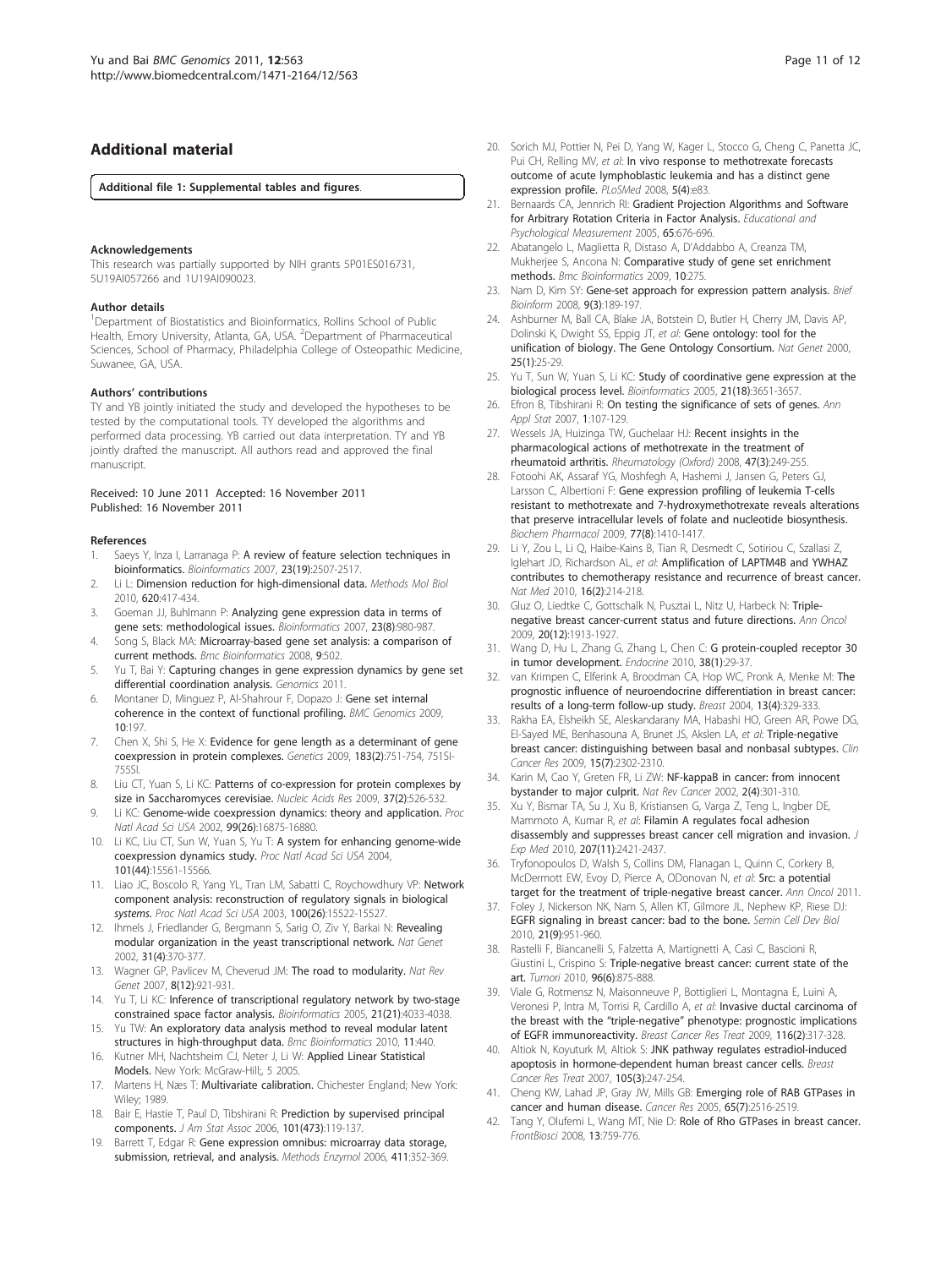## Additional material

**Additional file 1: Supplemental tables and figures**.

#### Acknowledgements

This research was partially supported by NIH grants 5P01ES016731, 5U19AI057266 and 1U19AI090023.

#### Author details

[1]Department of Biostatistics and Bioinformatics, Rollins School of Public Health, Emory University, Atlanta, GA, USA. [2]Department of Pharmaceutical Sciences, School of Pharmacy, Philadelphia College of Osteopathic Medicine, Suwanee, GA, USA.

#### Authors' contributions

TY and YB jointly initiated the study and developed the hypotheses to be tested by the computational tools. TY developed the algorithms and performed data processing. YB carried out data interpretation. TY and YB jointly drafted the manuscript. All authors read and approved the final manuscript.

Received: 10 June 2011 Accepted: 16 November 2011
Published: 16 November 2011

#### References

1. Saeys Y, Inza I, Larranaga P: **A review of feature selection techniques in bioinformatics.** *Bioinformatics* 2007, **23(19)**:2507-2517.
2. Li L: **Dimension reduction for high-dimensional data.** *Methods Mol Biol* 2010, **620**:417-434.
3. Goeman JJ, Buhlmann P: **Analyzing gene expression data in terms of gene sets: methodological issues.** *Bioinformatics* 2007, **23(8)**:980-987.
4. Song S, Black MA: **Microarray-based gene set analysis: a comparison of current methods.** *Bmc Bioinformatics* 2008, **9**:502.
5. Yu T, Bai Y: **Capturing changes in gene expression dynamics by gene set differential coordination analysis.** *Genomics* 2011.
6. Montaner D, Minguez P, Al-Shahrour F, Dopazo J: **Gene set internal coherence in the context of functional profiling.** *BMC Genomics* 2009, **10**:197.
7. Chen X, Shi S, He X: **Evidence for gene length as a determinant of gene coexpression in protein complexes.** *Genetics* 2009, **183(2)**:751-754, 751SI-755SI.
8. Liu CT, Yuan S, Li KC: **Patterns of co-expression for protein complexes by size in Saccharomyces cerevisiae.** *Nucleic Acids Res* 2009, **37(2)**:526-532.
9. Li KC: **Genome-wide coexpression dynamics: theory and application.** *Proc Natl Acad Sci USA* 2002, **99(26)**:16875-16880.
10. Li KC, Liu CT, Sun W, Yuan S, Yu T: **A system for enhancing genome-wide coexpression dynamics study.** *Proc Natl Acad Sci USA* 2004, **101(44)**:15561-15566.
11. Liao JC, Boscolo R, Yang YL, Tran LM, Sabatti C, Roychowdhury VP: **Network component analysis: reconstruction of regulatory signals in biological systems.** *Proc Natl Acad Sci USA* 2003, **100(26)**:15522-15527.
12. Ihmels J, Friedlander G, Bergmann S, Sarig O, Ziv Y, Barkai N: **Revealing modular organization in the yeast transcriptional network.** *Nat Genet* 2002, **31(4)**:370-377.
13. Wagner GP, Pavlicev M, Cheverud JM: **The road to modularity.** *Nat Rev Genet* 2007, **8(12)**:921-931.
14. Yu T, Li KC: **Inference of transcriptional regulatory network by two-stage constrained space factor analysis.** *Bioinformatics* 2005, **21(21)**:4033-4038.
15. Yu TW: **An exploratory data analysis method to reveal modular latent structures in high-throughput data.** *Bmc Bioinformatics* 2010, **11**:440.
16. Kutner MH, Nachtsheim CJ, Neter J, Li W: **Applied Linear Statistical Models.** New York: McGraw-Hill;, 5 2005.
17. Martens H, Næs T: **Multivariate calibration.** Chichester England; New York: Wiley; 1989.
18. Bair E, Hastie T, Paul D, Tibshirani R: **Prediction by supervised principal components.** *J Am Stat Assoc* 2006, **101(473)**:119-137.
19. Barrett T, Edgar R: **Gene expression omnibus: microarray data storage, submission, retrieval, and analysis.** *Methods Enzymol* 2006, **411**:352-369.
20. Sorich MJ, Pottier N, Pei D, Yang W, Kager L, Stocco G, Cheng C, Panetta JC, Pui CH, Relling MV, *et al*: **In vivo response to methotrexate forecasts outcome of acute lymphoblastic leukemia and has a distinct gene expression profile.** *PLoSMed* 2008, **5(4)**:e83.
21. Bernaards CA, Jennrich RI: **Gradient Projection Algorithms and Software for Arbitrary Rotation Criteria in Factor Analysis.** *Educational and Psychological Measurement* 2005, **65**:676-696.
22. Abatangelo L, Maglietta R, Distaso A, D'Addabbo A, Creanza TM, Mukherjee S, Ancona N: **Comparative study of gene set enrichment methods.** *Bmc Bioinformatics* 2009, **10**:275.
23. Nam D, Kim SY: **Gene-set approach for expression pattern analysis.** *Brief Bioinform* 2008, **9(3)**:189-197.
24. Ashburner M, Ball CA, Blake JA, Botstein D, Butler H, Cherry JM, Davis AP, Dolinski K, Dwight SS, Eppig JT, *et al*: **Gene ontology: tool for the unification of biology. The Gene Ontology Consortium.** *Nat Genet* 2000, **25(1)**:25-29.
25. Yu T, Sun W, Yuan S, Li KC: **Study of coordinative gene expression at the biological process level.** *Bioinformatics* 2005, **21(18)**:3651-3657.
26. Efron B, Tibshirani R: **On testing the significance of sets of genes.** *Ann Appl Stat* 2007, **1**:107-129.
27. Wessels JA, Huizinga TW, Guchelaar HJ: **Recent insights in the pharmacological actions of methotrexate in the treatment of rheumatoid arthritis.** *Rheumatology (Oxford)* 2008, **47(3)**:249-255.
28. Fotoohi AK, Assaraf YG, Moshfegh A, Hashemi J, Jansen G, Peters GJ, Larsson C, Albertioni F: **Gene expression profiling of leukemia T-cells resistant to methotrexate and 7-hydroxymethotrexate reveals alterations that preserve intracellular levels of folate and nucleotide biosynthesis.** *Biochem Pharmacol* 2009, **77(8)**:1410-1417.
29. Li Y, Zou L, Li Q, Haibe-Kains B, Tian R, Desmedt C, Sotiriou C, Szallasi Z, Iglehart JD, Richardson AL, *et al*: **Amplification of LAPTM4B and YWHAZ contributes to chemotherapy resistance and recurrence of breast cancer.** *Nat Med* 2010, **16(2)**:214-218.
30. Gluz O, Liedtke C, Gottschalk N, Pusztai L, Nitz U, Harbeck N: **Triple-negative breast cancer-current status and future directions.** *Ann Oncol* 2009, **20(12)**:1913-1927.
31. Wang D, Hu L, Zhang G, Zhang L, Chen C: **G protein-coupled receptor 30 in tumor development.** *Endocrine* 2010, **38(1)**:29-37.
32. van Krimpen C, Elferink A, Broodman CA, Hop WC, Pronk A, Menke M: **The prognostic influence of neuroendocrine differentiation in breast cancer: results of a long-term follow-up study.** *Breast* 2004, **13(4)**:329-333.
33. Rakha EA, Elsheikh SE, Aleskandarany MA, Habashi HO, Green AR, Powe DG, El-Sayed ME, Benhasouna A, Brunet JS, Akslen LA, *et al*: **Triple-negative breast cancer: distinguishing between basal and nonbasal subtypes.** *Clin Cancer Res* 2009, **15(7)**:2302-2310.
34. Karin M, Cao Y, Greten FR, Li ZW: **NF-kappaB in cancer: from innocent bystander to major culprit.** *Nat Rev Cancer* 2002, **2(4)**:301-310.
35. Xu Y, Bismar TA, Su J, Xu B, Kristiansen G, Varga Z, Teng L, Ingber DE, Mammoto A, Kumar R, *et al*: **Filamin A regulates focal adhesion disassembly and suppresses breast cancer cell migration and invasion.** *J Exp Med* 2010, **207(11)**:2421-2437.
36. Tryfonopoulos D, Walsh S, Collins DM, Flanagan L, Quinn C, Corkery B, McDermott EW, Evoy D, Pierce A, ODonovan N, *et al*: **Src: a potential target for the treatment of triple-negative breast cancer.** *Ann Oncol* 2011.
37. Foley J, Nickerson NK, Nam S, Allen KT, Gilmore JL, Nephew KP, Riese DJ: **EGFR signaling in breast cancer: bad to the bone.** *Semin Cell Dev Biol* 2010, **21(9)**:951-960.
38. Rastelli F, Biancanelli S, Falzetta A, Martignetti A, Casi C, Bascioni R, Giustini L, Crispino S: **Triple-negative breast cancer: current state of the art.** *Tumori* 2010, **96(6)**:875-888.
39. Viale G, Rotmensz N, Maisonneuve P, Bottiglieri L, Montagna E, Luini A, Veronesi P, Intra M, Torrisi R, Cardillo A, *et al*: **Invasive ductal carcinoma of the breast with the "triple-negative" phenotype: prognostic implications of EGFR immunoreactivity.** *Breast Cancer Res Treat* 2009, **116(2)**:317-328.
40. Altiok N, Koyuturk M, Altiok S: **JNK pathway regulates estradiol-induced apoptosis in hormone-dependent human breast cancer cells.** *Breast Cancer Res Treat* 2007, **105(3)**:247-254.
41. Cheng KW, Lahad JP, Gray JW, Mills GB: **Emerging role of RAB GTPases in cancer and human disease.** *Cancer Res* 2005, **65(7)**:2516-2519.
42. Tang Y, Olufemi L, Wang MT, Nie D: **Role of Rho GTPases in breast cancer.** *FrontBiosci* 2008, **13**:759-776.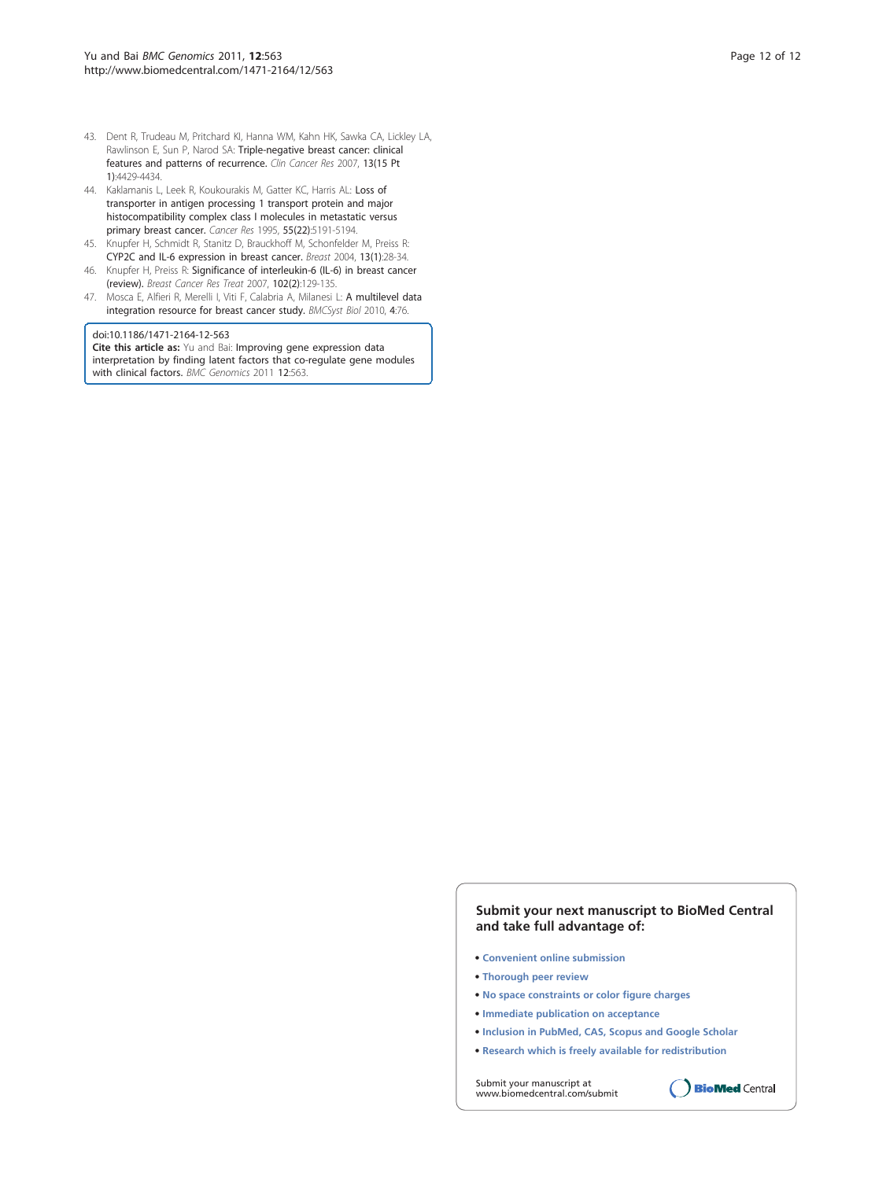43. Dent R, Trudeau M, Pritchard KI, Hanna WM, Kahn HK, Sawka CA, Lickley LA, Rawlinson E, Sun P, Narod SA: **Triple-negative breast cancer: clinical features and patterns of recurrence.** *Clin Cancer Res* 2007, **13(15 Pt 1)**:4429-4434.
44. Kaklamanis L, Leek R, Koukourakis M, Gatter KC, Harris AL: **Loss of transporter in antigen processing 1 transport protein and major histocompatibility complex class I molecules in metastatic versus primary breast cancer.** *Cancer Res* 1995, **55(22)**:5191-5194.
45. Knupfer H, Schmidt R, Stanitz D, Brauckhoff M, Schonfelder M, Preiss R: **CYP2C and IL-6 expression in breast cancer.** *Breast* 2004, **13(1)**:28-34.
46. Knupfer H, Preiss R: **Significance of interleukin-6 (IL-6) in breast cancer (review).** *Breast Cancer Res Treat* 2007, **102(2)**:129-135.
47. Mosca E, Alfieri R, Merelli I, Viti F, Calabria A, Milanesi L: **A multilevel data integration resource for breast cancer study.** *BMCSyst Biol* 2010, **4**:76.

doi:10.1186/1471-2164-12-563
**Cite this article as:** Yu and Bai: Improving gene expression data interpretation by finding latent factors that co-regulate gene modules with clinical factors. *BMC Genomics* 2011 **12**:563.

**Submit your next manuscript to BioMed Central and take full advantage of:**

- **Convenient online submission**
- **Thorough peer review**
- **No space constraints or color figure charges**
- **Immediate publication on acceptance**
- **Inclusion in PubMed, CAS, Scopus and Google Scholar**
- **Research which is freely available for redistribution**

Submit your manuscript at
www.biomedcentral.com/submit

BioMed Central